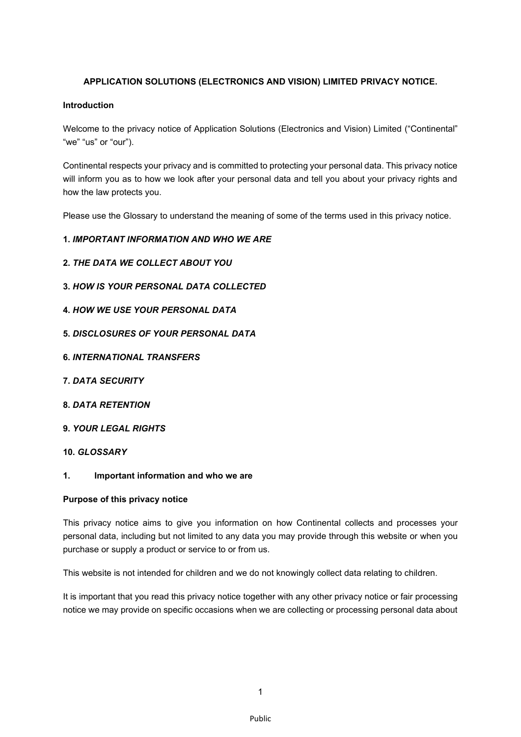# APPLICATION SOLUTIONS (ELECTRONICS AND VISION) LIMITED PRIVACY NOTICE.

**Introduction**

Welcome to the privacy notice of Application Solutions (Electronics and Vision) Limited ("Continental" "we" "us" or "our").

Continental respects your privacy and is committed to protecting your personal data. This privacy notice will inform you as to how we look after your personal data and tell you about your privacy rights and how the law protects you.

Please use the Glossary to understand the meaning of some of the terms used in this privacy notice.

**1.** ***IMPORTANT INFORMATION AND WHO WE ARE***

**2.** ***THE DATA WE COLLECT ABOUT YOU***

**3.** ***HOW IS YOUR PERSONAL DATA COLLECTED***

**4.** ***HOW WE USE YOUR PERSONAL DATA***

**5.** ***DISCLOSURES OF YOUR PERSONAL DATA***

**6.** ***INTERNATIONAL TRANSFERS***

**7.** ***DATA SECURITY***

**8.** ***DATA RETENTION***

**9.** ***YOUR LEGAL RIGHTS***

**10.** ***GLOSSARY***

## 1. Important information and who we are

**Purpose of this privacy notice**

This privacy notice aims to give you information on how Continental collects and processes your personal data, including but not limited to any data you may provide through this website or when you purchase or supply a product or service to or from us.

This website is not intended for children and we do not knowingly collect data relating to children.

It is important that you read this privacy notice together with any other privacy notice or fair processing notice we may provide on specific occasions when we are collecting or processing personal data about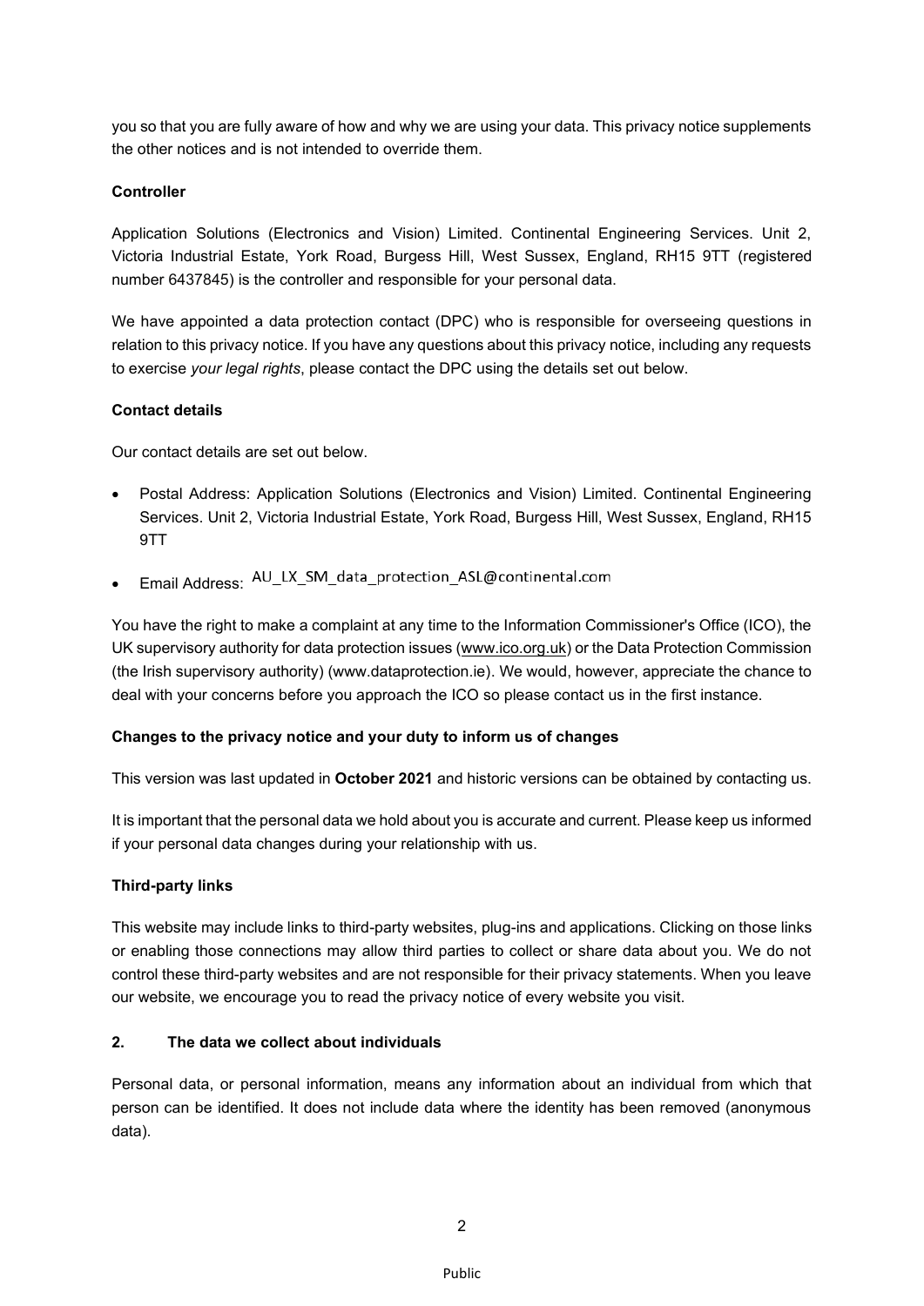you so that you are fully aware of how and why we are using your data. This privacy notice supplements the other notices and is not intended to override them.

**Controller**

Application Solutions (Electronics and Vision) Limited. Continental Engineering Services. Unit 2, Victoria Industrial Estate, York Road, Burgess Hill, West Sussex, England, RH15 9TT (registered number 6437845) is the controller and responsible for your personal data.

We have appointed a data protection contact (DPC) who is responsible for overseeing questions in relation to this privacy notice. If you have any questions about this privacy notice, including any requests to exercise *your legal rights*, please contact the DPC using the details set out below.

**Contact details**

Our contact details are set out below.

- Postal Address: Application Solutions (Electronics and Vision) Limited. Continental Engineering Services. Unit 2, Victoria Industrial Estate, York Road, Burgess Hill, West Sussex, England, RH15 9TT
- Email Address: AU_LX_SM_data_protection_ASL@continental.com

You have the right to make a complaint at any time to the Information Commissioner's Office (ICO), the UK supervisory authority for data protection issues (www.ico.org.uk) or the Data Protection Commission (the Irish supervisory authority) (www.dataprotection.ie). We would, however, appreciate the chance to deal with your concerns before you approach the ICO so please contact us in the first instance.

**Changes to the privacy notice and your duty to inform us of changes**

This version was last updated in **October 2021** and historic versions can be obtained by contacting us.

It is important that the personal data we hold about you is accurate and current. Please keep us informed if your personal data changes during your relationship with us.

**Third-party links**

This website may include links to third-party websites, plug-ins and applications. Clicking on those links or enabling those connections may allow third parties to collect or share data about you. We do not control these third-party websites and are not responsible for their privacy statements. When you leave our website, we encourage you to read the privacy notice of every website you visit.

## 2. The data we collect about individuals

Personal data, or personal information, means any information about an individual from which that person can be identified. It does not include data where the identity has been removed (anonymous data).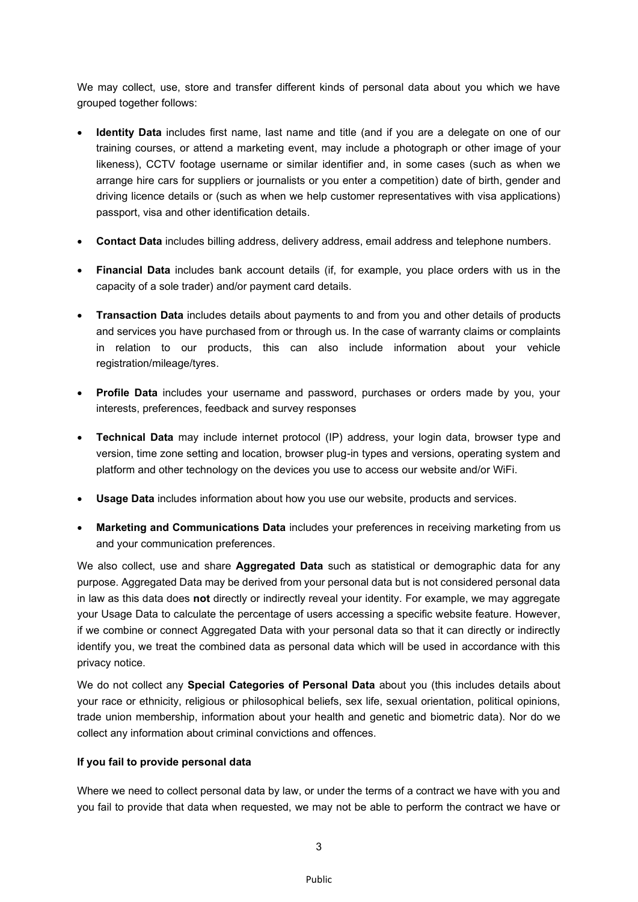We may collect, use, store and transfer different kinds of personal data about you which we have grouped together follows:

- **Identity Data** includes first name, last name and title (and if you are a delegate on one of our training courses, or attend a marketing event, may include a photograph or other image of your likeness), CCTV footage username or similar identifier and, in some cases (such as when we arrange hire cars for suppliers or journalists or you enter a competition) date of birth, gender and driving licence details or (such as when we help customer representatives with visa applications) passport, visa and other identification details.

- **Contact Data** includes billing address, delivery address, email address and telephone numbers.

- **Financial Data** includes bank account details (if, for example, you place orders with us in the capacity of a sole trader) and/or payment card details.

- **Transaction Data** includes details about payments to and from you and other details of products and services you have purchased from or through us. In the case of warranty claims or complaints in relation to our products, this can also include information about your vehicle registration/mileage/tyres.

- **Profile Data** includes your username and password, purchases or orders made by you, your interests, preferences, feedback and survey responses

- **Technical Data** may include internet protocol (IP) address, your login data, browser type and version, time zone setting and location, browser plug-in types and versions, operating system and platform and other technology on the devices you use to access our website and/or WiFi.

- **Usage Data** includes information about how you use our website, products and services.

- **Marketing and Communications Data** includes your preferences in receiving marketing from us and your communication preferences.

We also collect, use and share **Aggregated Data** such as statistical or demographic data for any purpose. Aggregated Data may be derived from your personal data but is not considered personal data in law as this data does **not** directly or indirectly reveal your identity. For example, we may aggregate your Usage Data to calculate the percentage of users accessing a specific website feature. However, if we combine or connect Aggregated Data with your personal data so that it can directly or indirectly identify you, we treat the combined data as personal data which will be used in accordance with this privacy notice.

We do not collect any **Special Categories of Personal Data** about you (this includes details about your race or ethnicity, religious or philosophical beliefs, sex life, sexual orientation, political opinions, trade union membership, information about your health and genetic and biometric data). Nor do we collect any information about criminal convictions and offences.

**If you fail to provide personal data**

Where we need to collect personal data by law, or under the terms of a contract we have with you and you fail to provide that data when requested, we may not be able to perform the contract we have or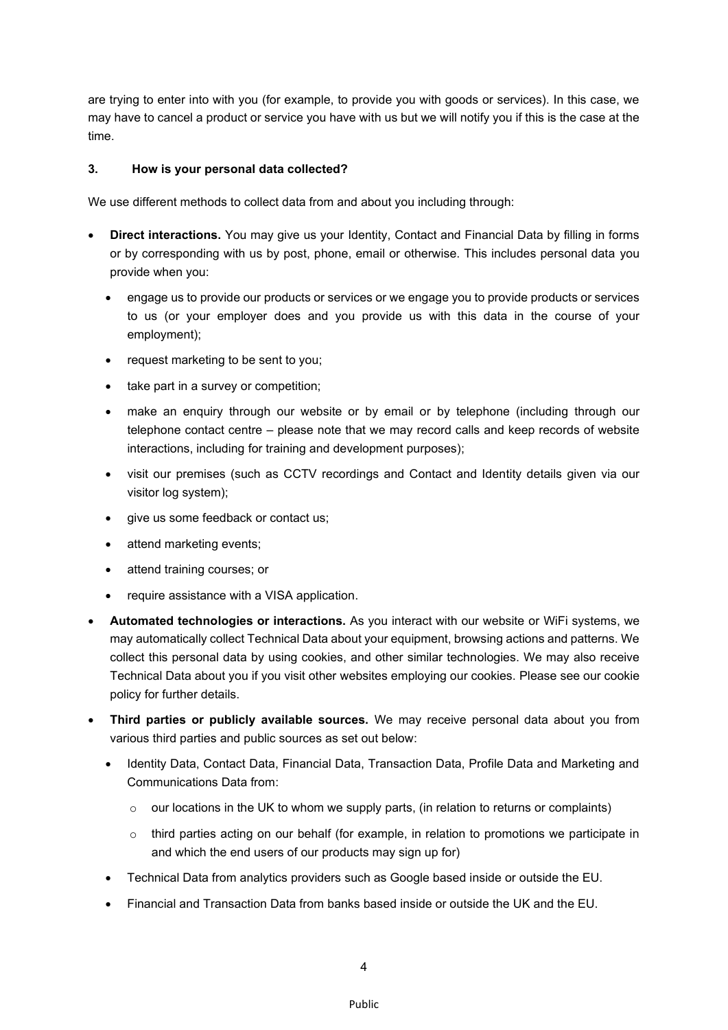are trying to enter into with you (for example, to provide you with goods or services). In this case, we may have to cancel a product or service you have with us but we will notify you if this is the case at the time.

### 3. How is your personal data collected?

We use different methods to collect data from and about you including through:

- **Direct interactions.** You may give us your Identity, Contact and Financial Data by filling in forms or by corresponding with us by post, phone, email or otherwise. This includes personal data you provide when you:
  - engage us to provide our products or services or we engage you to provide products or services to us (or your employer does and you provide us with this data in the course of your employment);
  - request marketing to be sent to you;
  - take part in a survey or competition;
  - make an enquiry through our website or by email or by telephone (including through our telephone contact centre – please note that we may record calls and keep records of website interactions, including for training and development purposes);
  - visit our premises (such as CCTV recordings and Contact and Identity details given via our visitor log system);
  - give us some feedback or contact us;
  - attend marketing events;
  - attend training courses; or
  - require assistance with a VISA application.
- **Automated technologies or interactions.** As you interact with our website or WiFi systems, we may automatically collect Technical Data about your equipment, browsing actions and patterns. We collect this personal data by using cookies, and other similar technologies. We may also receive Technical Data about you if you visit other websites employing our cookies. Please see our cookie policy for further details.
- **Third parties or publicly available sources.** We may receive personal data about you from various third parties and public sources as set out below:
  - Identity Data, Contact Data, Financial Data, Transaction Data, Profile Data and Marketing and Communications Data from:
    - our locations in the UK to whom we supply parts, (in relation to returns or complaints)
    - third parties acting on our behalf (for example, in relation to promotions we participate in and which the end users of our products may sign up for)
  - Technical Data from analytics providers such as Google based inside or outside the EU.
  - Financial and Transaction Data from banks based inside or outside the UK and the EU.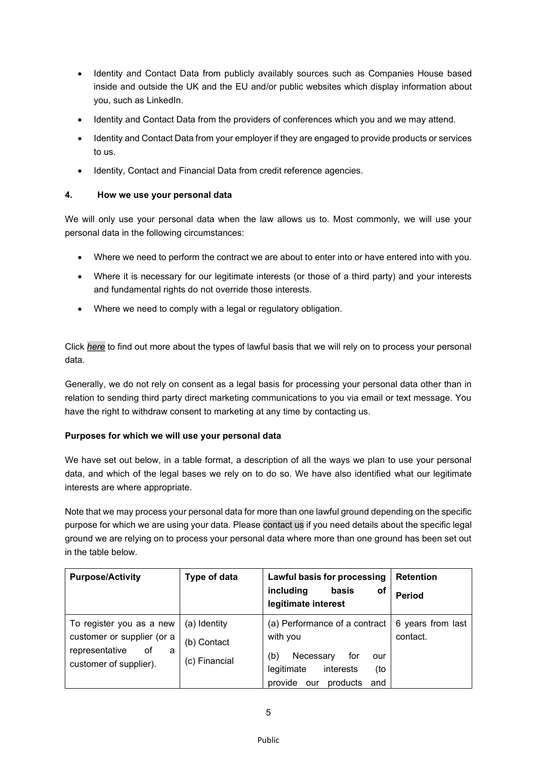- Identity and Contact Data from publicly availably sources such as Companies House based inside and outside the UK and the EU and/or public websites which display information about you, such as LinkedIn.
- Identity and Contact Data from the providers of conferences which you and we may attend.
- Identity and Contact Data from your employer if they are engaged to provide products or services to us.
- Identity, Contact and Financial Data from credit reference agencies.

## 4. How we use your personal data

We will only use your personal data when the law allows us to. Most commonly, we will use your personal data in the following circumstances:

- Where we need to perform the contract we are about to enter into or have entered into with you.
- Where it is necessary for our legitimate interests (or those of a third party) and your interests and fundamental rights do not override those interests.
- Where we need to comply with a legal or regulatory obligation.

Click *here* to find out more about the types of lawful basis that we will rely on to process your personal data.

Generally, we do not rely on consent as a legal basis for processing your personal data other than in relation to sending third party direct marketing communications to you via email or text message. You have the right to withdraw consent to marketing at any time by contacting us.

**Purposes for which we will use your personal data**

We have set out below, in a table format, a description of all the ways we plan to use your personal data, and which of the legal bases we rely on to do so. We have also identified what our legitimate interests are where appropriate.

Note that we may process your personal data for more than one lawful ground depending on the specific purpose for which we are using your data. Please contact us if you need details about the specific legal ground we are relying on to process your personal data where more than one ground has been set out in the table below.

| Purpose/Activity | Type of data | Lawful basis for processing including basis of legitimate interest | Retention Period |
|---|---|---|---|
| To register you as a new customer or supplier (or a representative of a customer of supplier). | (a) Identity<br>(b) Contact<br>(c) Financial | (a) Performance of a contract with you<br>(b) Necessary for our legitimate interests (to provide our products and | 6 years from last contact. |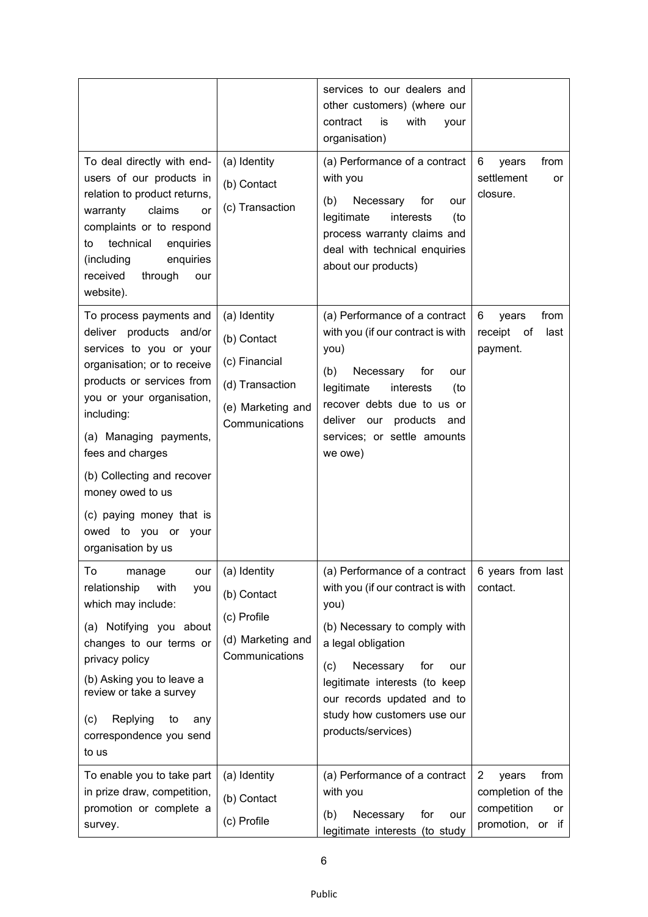| | | services to our dealers and other customers) (where our contract is with your organisation) | |
|---|---|---|---|
| To deal directly with end-users of our products in relation to product returns, warranty claims or complaints or to respond to technical enquiries (including enquiries received through our website). | (a) Identity<br>(b) Contact<br>(c) Transaction | (a) Performance of a contract with you<br>(b) Necessary for our legitimate interests (to process warranty claims and deal with technical enquiries about our products) | 6 years from settlement or closure. |
| To process payments and deliver products and/or services to you or your organisation; or to receive products or services from you or your organisation, including:<br>(a) Managing payments, fees and charges<br>(b) Collecting and recover money owed to us<br>(c) paying money that is owed to you or your organisation by us | (a) Identity<br>(b) Contact<br>(c) Financial<br>(d) Transaction<br>(e) Marketing and Communications | (a) Performance of a contract with you (if our contract is with you)<br>(b) Necessary for our legitimate interests (to recover debts due to us or deliver our products and services; or settle amounts we owe) | 6 years from receipt of last payment. |
| To manage our relationship with you which may include:<br>(a) Notifying you about changes to our terms or privacy policy<br>(b) Asking you to leave a review or take a survey<br>(c) Replying to any correspondence you send to us | (a) Identity<br>(b) Contact<br>(c) Profile<br>(d) Marketing and Communications | (a) Performance of a contract with you (if our contract is with you)<br>(b) Necessary to comply with a legal obligation<br>(c) Necessary for our legitimate interests (to keep our records updated and to study how customers use our products/services) | 6 years from last contact. |
| To enable you to take part in prize draw, competition, promotion or complete a survey. | (a) Identity<br>(b) Contact<br>(c) Profile | (a) Performance of a contract with you<br>(b) Necessary for our legitimate interests (to study | 2 years from completion of the competition or promotion, or if |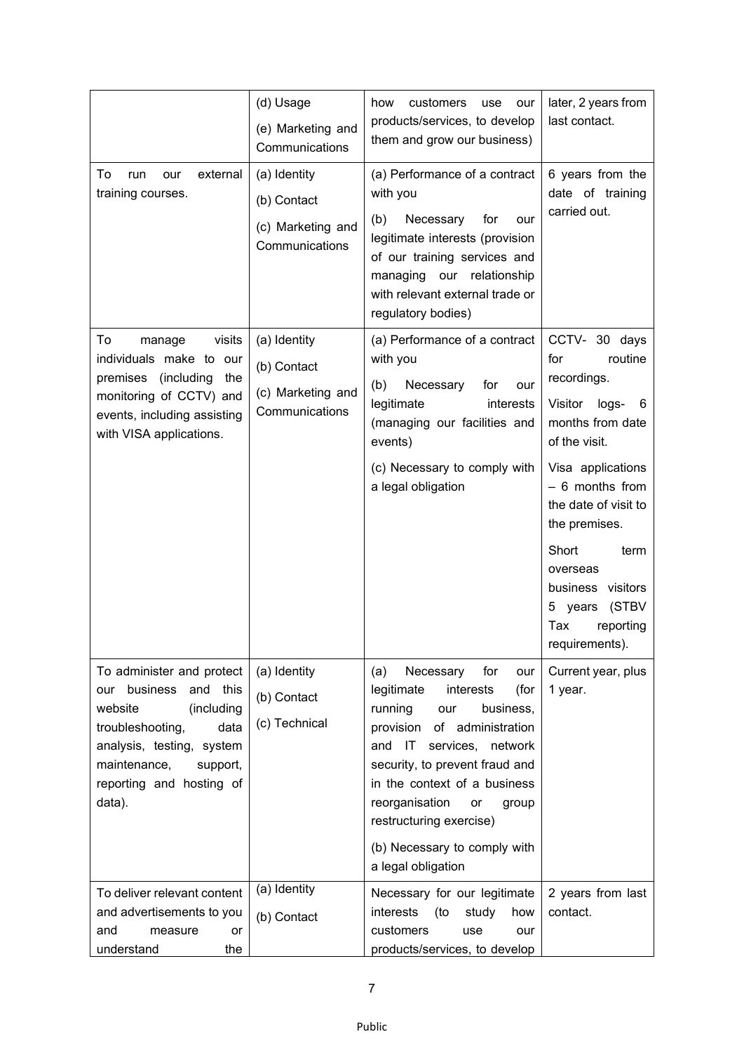| | | | |
|---|---|---|---|
| | (d) Usage<br>(e) Marketing and Communications | how customers use our products/services, to develop them and grow our business) | later, 2 years from last contact. |
| To run our external training courses. | (a) Identity<br>(b) Contact<br>(c) Marketing and Communications | (a) Performance of a contract with you<br>(b) Necessary for our legitimate interests (provision of our training services and managing our relationship with relevant external trade or regulatory bodies) | 6 years from the date of training carried out. |
| To manage visits individuals make to our premises (including the monitoring of CCTV) and events, including assisting with VISA applications. | (a) Identity<br>(b) Contact<br>(c) Marketing and Communications | (a) Performance of a contract with you<br>(b) Necessary for our legitimate interests (managing our facilities and events)<br>(c) Necessary to comply with a legal obligation | CCTV- 30 days for routine recordings.<br>Visitor logs- 6 months from date of the visit.<br>Visa applications – 6 months from the date of visit to the premises.<br>Short term overseas business visitors 5 years (STBV Tax reporting requirements). |
| To administer and protect our business and this website (including troubleshooting, data analysis, testing, system maintenance, support, reporting and hosting of data). | (a) Identity<br>(b) Contact<br>(c) Technical | (a) Necessary for our legitimate interests (for running our business, provision of administration and IT services, network security, to prevent fraud and in the context of a business reorganisation or group restructuring exercise)<br>(b) Necessary to comply with a legal obligation | Current year, plus 1 year. |
| To deliver relevant content and advertisements to you and measure or understand the | (a) Identity<br>(b) Contact | Necessary for our legitimate interests (to study how customers use our products/services, to develop | 2 years from last contact. |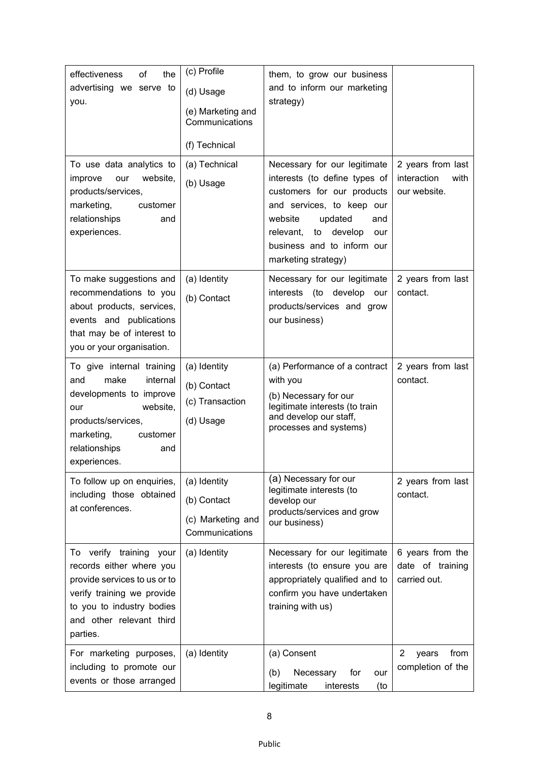| | | | |
|---|---|---|---|
| effectiveness of the advertising we serve to you. | (c) Profile<br>(d) Usage<br>(e) Marketing and Communications<br>(f) Technical | them, to grow our business and to inform our marketing strategy) | |
| To use data analytics to improve our website, products/services, marketing, customer relationships and experiences. | (a) Technical<br>(b) Usage | Necessary for our legitimate interests (to define types of customers for our products and services, to keep our website updated and relevant, to develop our business and to inform our marketing strategy) | 2 years from last interaction with our website. |
| To make suggestions and recommendations to you about products, services, events and publications that may be of interest to you or your organisation. | (a) Identity<br>(b) Contact | Necessary for our legitimate interests (to develop our products/services and grow our business) | 2 years from last contact. |
| To give internal training and make internal developments to improve our website, products/services, marketing, customer relationships and experiences. | (a) Identity<br>(b) Contact<br>(c) Transaction<br>(d) Usage | (a) Performance of a contract with you<br>(b) Necessary for our legitimate interests (to train and develop our staff, processes and systems) | 2 years from last contact. |
| To follow up on enquiries, including those obtained at conferences. | (a) Identity<br>(b) Contact<br>(c) Marketing and Communications | (a) Necessary for our legitimate interests (to develop our products/services and grow our business) | 2 years from last contact. |
| To verify training your records either where you provide services to us or to verify training we provide to you to industry bodies and other relevant third parties. | (a) Identity | Necessary for our legitimate interests (to ensure you are appropriately qualified and to confirm you have undertaken training with us) | 6 years from the date of training carried out. |
| For marketing purposes, including to promote our events or those arranged | (a) Identity | (a) Consent<br>(b) Necessary for our legitimate interests (to | 2 years from completion of the |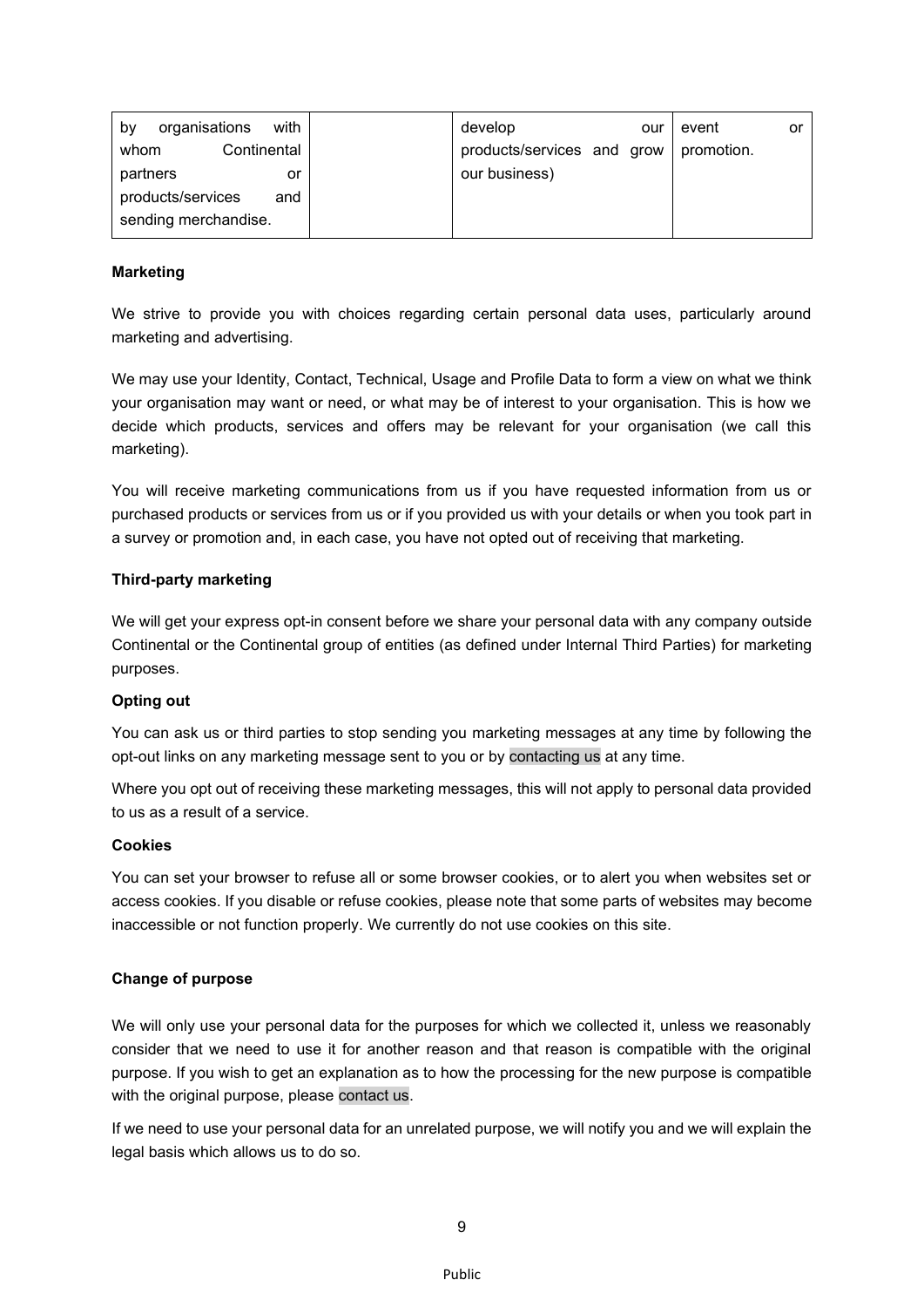| | | | |
|---|---|---|---|
| by organisations with whom Continental partners or products/services and sending merchandise. | | develop our products/services and grow our business) | event or promotion. |

**Marketing**

We strive to provide you with choices regarding certain personal data uses, particularly around marketing and advertising.

We may use your Identity, Contact, Technical, Usage and Profile Data to form a view on what we think your organisation may want or need, or what may be of interest to your organisation. This is how we decide which products, services and offers may be relevant for your organisation (we call this marketing).

You will receive marketing communications from us if you have requested information from us or purchased products or services from us or if you provided us with your details or when you took part in a survey or promotion and, in each case, you have not opted out of receiving that marketing.

**Third-party marketing**

We will get your express opt-in consent before we share your personal data with any company outside Continental or the Continental group of entities (as defined under Internal Third Parties) for marketing purposes.

**Opting out**

You can ask us or third parties to stop sending you marketing messages at any time by following the opt-out links on any marketing message sent to you or by contacting us at any time.

Where you opt out of receiving these marketing messages, this will not apply to personal data provided to us as a result of a service.

**Cookies**

You can set your browser to refuse all or some browser cookies, or to alert you when websites set or access cookies. If you disable or refuse cookies, please note that some parts of websites may become inaccessible or not function properly. We currently do not use cookies on this site.

**Change of purpose**

We will only use your personal data for the purposes for which we collected it, unless we reasonably consider that we need to use it for another reason and that reason is compatible with the original purpose. If you wish to get an explanation as to how the processing for the new purpose is compatible with the original purpose, please contact us.

If we need to use your personal data for an unrelated purpose, we will notify you and we will explain the legal basis which allows us to do so.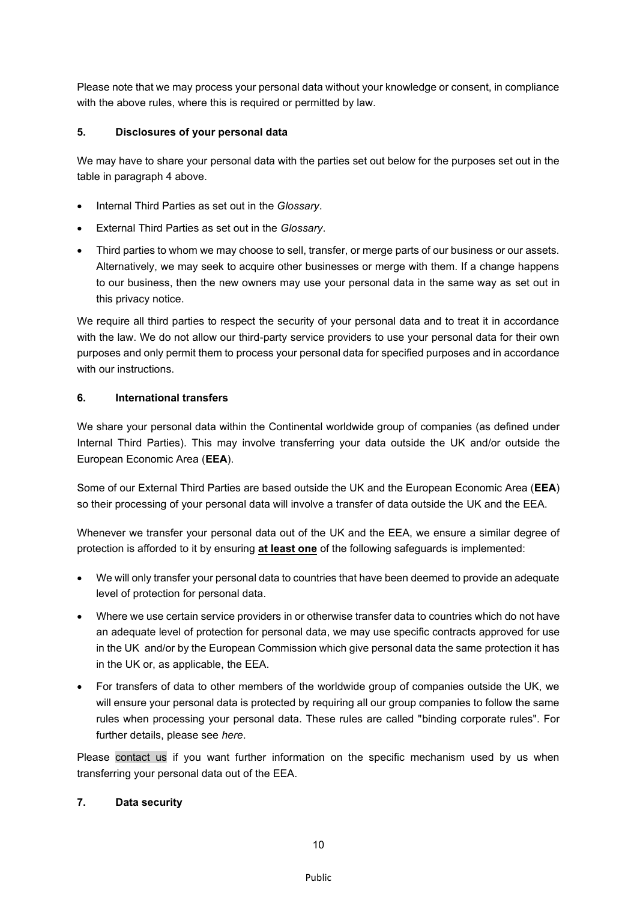Please note that we may process your personal data without your knowledge or consent, in compliance with the above rules, where this is required or permitted by law.

## 5. Disclosures of your personal data

We may have to share your personal data with the parties set out below for the purposes set out in the table in paragraph 4 above.

- Internal Third Parties as set out in the *Glossary*.
- External Third Parties as set out in the *Glossary*.
- Third parties to whom we may choose to sell, transfer, or merge parts of our business or our assets. Alternatively, we may seek to acquire other businesses or merge with them. If a change happens to our business, then the new owners may use your personal data in the same way as set out in this privacy notice.

We require all third parties to respect the security of your personal data and to treat it in accordance with the law. We do not allow our third-party service providers to use your personal data for their own purposes and only permit them to process your personal data for specified purposes and in accordance with our instructions.

## 6. International transfers

We share your personal data within the Continental worldwide group of companies (as defined under Internal Third Parties). This may involve transferring your data outside the UK and/or outside the European Economic Area (**EEA**).

Some of our External Third Parties are based outside the UK and the European Economic Area (**EEA**) so their processing of your personal data will involve a transfer of data outside the UK and the EEA.

Whenever we transfer your personal data out of the UK and the EEA, we ensure a similar degree of protection is afforded to it by ensuring **at least one** of the following safeguards is implemented:

- We will only transfer your personal data to countries that have been deemed to provide an adequate level of protection for personal data.
- Where we use certain service providers in or otherwise transfer data to countries which do not have an adequate level of protection for personal data, we may use specific contracts approved for use in the UK and/or by the European Commission which give personal data the same protection it has in the UK or, as applicable, the EEA.
- For transfers of data to other members of the worldwide group of companies outside the UK, we will ensure your personal data is protected by requiring all our group companies to follow the same rules when processing your personal data. These rules are called "binding corporate rules". For further details, please see *here*.

Please contact us if you want further information on the specific mechanism used by us when transferring your personal data out of the EEA.

## 7. Data security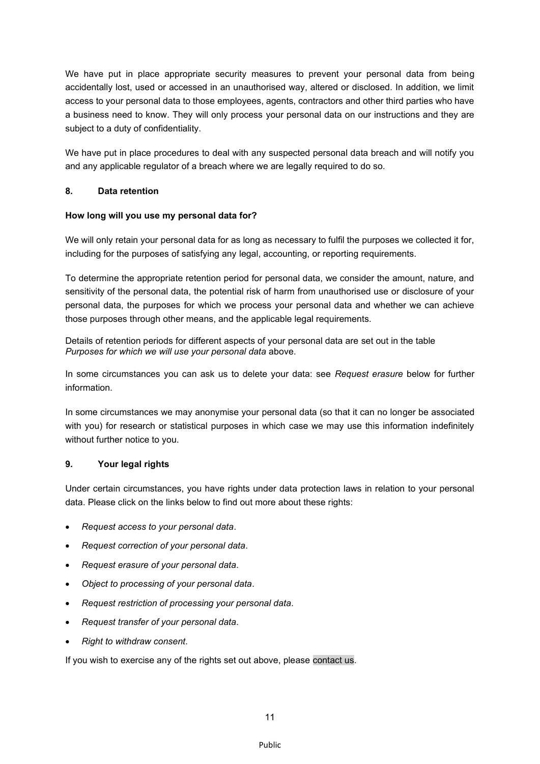We have put in place appropriate security measures to prevent your personal data from being accidentally lost, used or accessed in an unauthorised way, altered or disclosed. In addition, we limit access to your personal data to those employees, agents, contractors and other third parties who have a business need to know. They will only process your personal data on our instructions and they are subject to a duty of confidentiality.

We have put in place procedures to deal with any suspected personal data breach and will notify you and any applicable regulator of a breach where we are legally required to do so.

## 8. Data retention

**How long will you use my personal data for?**

We will only retain your personal data for as long as necessary to fulfil the purposes we collected it for, including for the purposes of satisfying any legal, accounting, or reporting requirements.

To determine the appropriate retention period for personal data, we consider the amount, nature, and sensitivity of the personal data, the potential risk of harm from unauthorised use or disclosure of your personal data, the purposes for which we process your personal data and whether we can achieve those purposes through other means, and the applicable legal requirements.

Details of retention periods for different aspects of your personal data are set out in the table *Purposes for which we will use your personal data* above.

In some circumstances you can ask us to delete your data: see *Request erasure* below for further information.

In some circumstances we may anonymise your personal data (so that it can no longer be associated with you) for research or statistical purposes in which case we may use this information indefinitely without further notice to you.

## 9. Your legal rights

Under certain circumstances, you have rights under data protection laws in relation to your personal data. Please click on the links below to find out more about these rights:

- *Request access to your personal data*.
- *Request correction of your personal data*.
- *Request erasure of your personal data*.
- *Object to processing of your personal data*.
- *Request restriction of processing your personal data*.
- *Request transfer of your personal data*.
- *Right to withdraw consent*.

If you wish to exercise any of the rights set out above, please contact us.

Public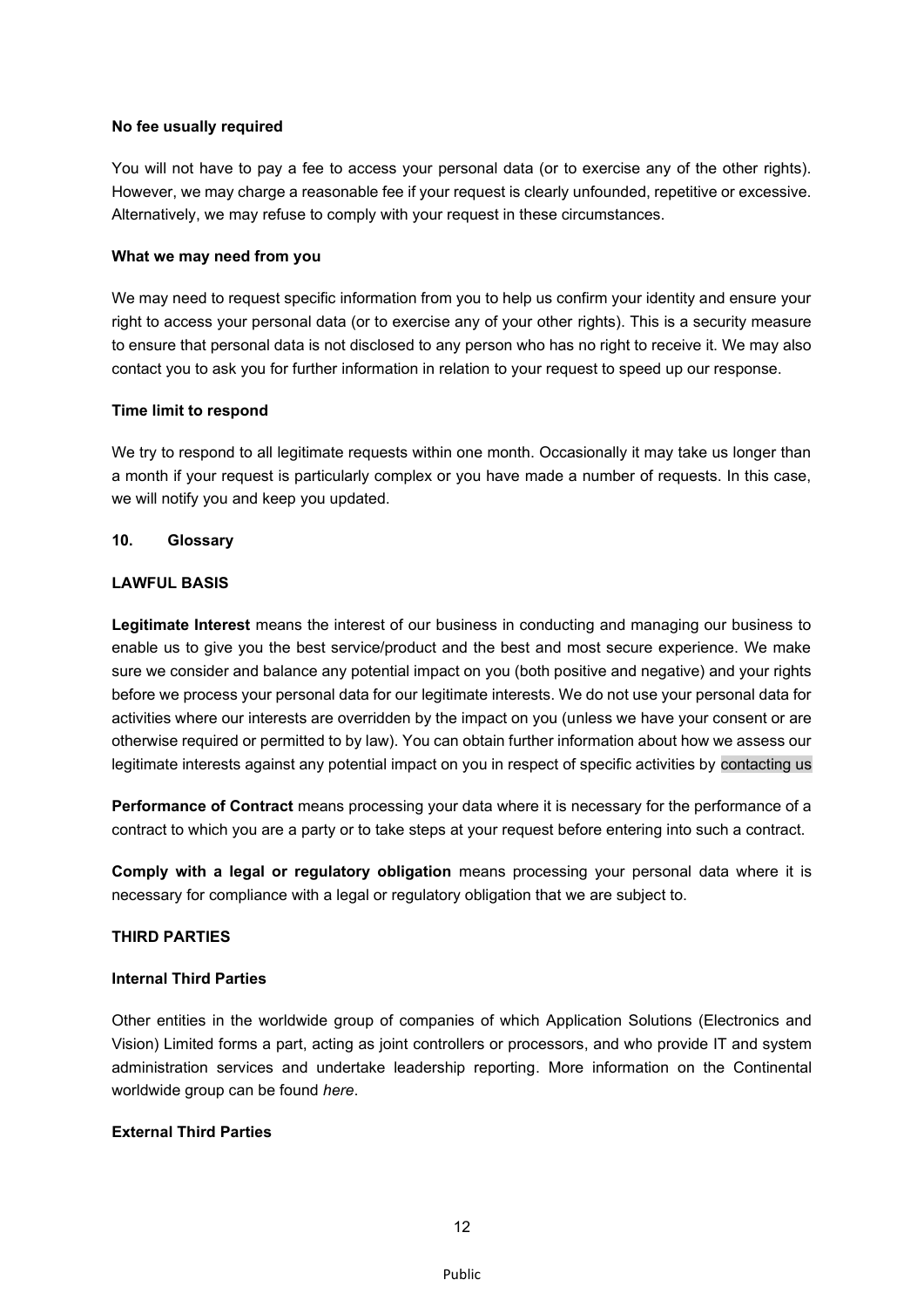**No fee usually required**

You will not have to pay a fee to access your personal data (or to exercise any of the other rights). However, we may charge a reasonable fee if your request is clearly unfounded, repetitive or excessive. Alternatively, we may refuse to comply with your request in these circumstances.

**What we may need from you**

We may need to request specific information from you to help us confirm your identity and ensure your right to access your personal data (or to exercise any of your other rights). This is a security measure to ensure that personal data is not disclosed to any person who has no right to receive it. We may also contact you to ask you for further information in relation to your request to speed up our response.

**Time limit to respond**

We try to respond to all legitimate requests within one month. Occasionally it may take us longer than a month if your request is particularly complex or you have made a number of requests. In this case, we will notify you and keep you updated.

## 10. Glossary

**LAWFUL BASIS**

**Legitimate Interest** means the interest of our business in conducting and managing our business to enable us to give you the best service/product and the best and most secure experience. We make sure we consider and balance any potential impact on you (both positive and negative) and your rights before we process your personal data for our legitimate interests. We do not use your personal data for activities where our interests are overridden by the impact on you (unless we have your consent or are otherwise required or permitted to by law). You can obtain further information about how we assess our legitimate interests against any potential impact on you in respect of specific activities by contacting us

**Performance of Contract** means processing your data where it is necessary for the performance of a contract to which you are a party or to take steps at your request before entering into such a contract.

**Comply with a legal or regulatory obligation** means processing your personal data where it is necessary for compliance with a legal or regulatory obligation that we are subject to.

**THIRD PARTIES**

**Internal Third Parties**

Other entities in the worldwide group of companies of which Application Solutions (Electronics and Vision) Limited forms a part, acting as joint controllers or processors, and who provide IT and system administration services and undertake leadership reporting. More information on the Continental worldwide group can be found *here*.

**External Third Parties**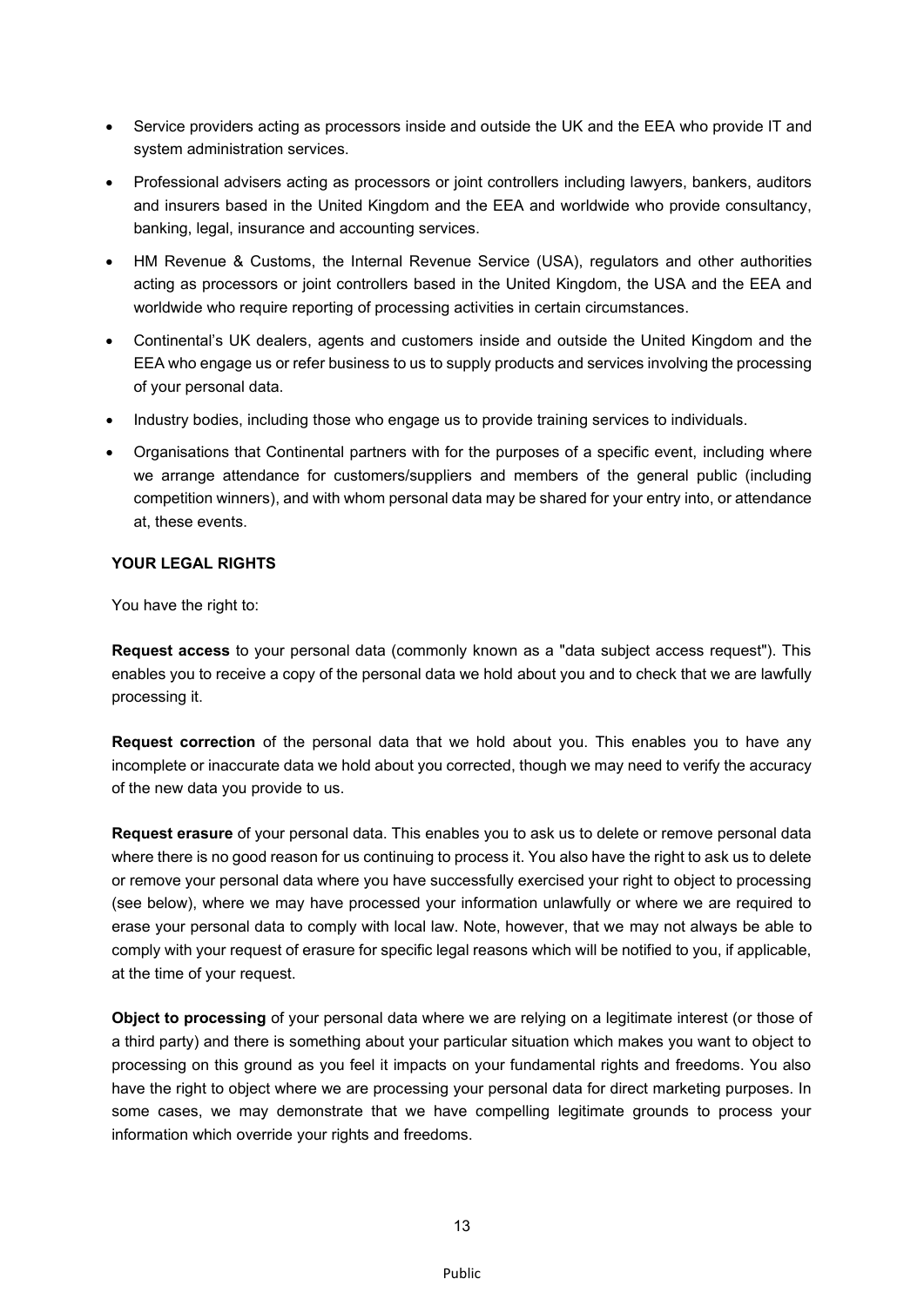- Service providers acting as processors inside and outside the UK and the EEA who provide IT and system administration services.
- Professional advisers acting as processors or joint controllers including lawyers, bankers, auditors and insurers based in the United Kingdom and the EEA and worldwide who provide consultancy, banking, legal, insurance and accounting services.
- HM Revenue & Customs, the Internal Revenue Service (USA), regulators and other authorities acting as processors or joint controllers based in the United Kingdom, the USA and the EEA and worldwide who require reporting of processing activities in certain circumstances.
- Continental's UK dealers, agents and customers inside and outside the United Kingdom and the EEA who engage us or refer business to us to supply products and services involving the processing of your personal data.
- Industry bodies, including those who engage us to provide training services to individuals.
- Organisations that Continental partners with for the purposes of a specific event, including where we arrange attendance for customers/suppliers and members of the general public (including competition winners), and with whom personal data may be shared for your entry into, or attendance at, these events.

**YOUR LEGAL RIGHTS**

You have the right to:

**Request access** to your personal data (commonly known as a "data subject access request"). This enables you to receive a copy of the personal data we hold about you and to check that we are lawfully processing it.

**Request correction** of the personal data that we hold about you. This enables you to have any incomplete or inaccurate data we hold about you corrected, though we may need to verify the accuracy of the new data you provide to us.

**Request erasure** of your personal data. This enables you to ask us to delete or remove personal data where there is no good reason for us continuing to process it. You also have the right to ask us to delete or remove your personal data where you have successfully exercised your right to object to processing (see below), where we may have processed your information unlawfully or where we are required to erase your personal data to comply with local law. Note, however, that we may not always be able to comply with your request of erasure for specific legal reasons which will be notified to you, if applicable, at the time of your request.

**Object to processing** of your personal data where we are relying on a legitimate interest (or those of a third party) and there is something about your particular situation which makes you want to object to processing on this ground as you feel it impacts on your fundamental rights and freedoms. You also have the right to object where we are processing your personal data for direct marketing purposes. In some cases, we may demonstrate that we have compelling legitimate grounds to process your information which override your rights and freedoms.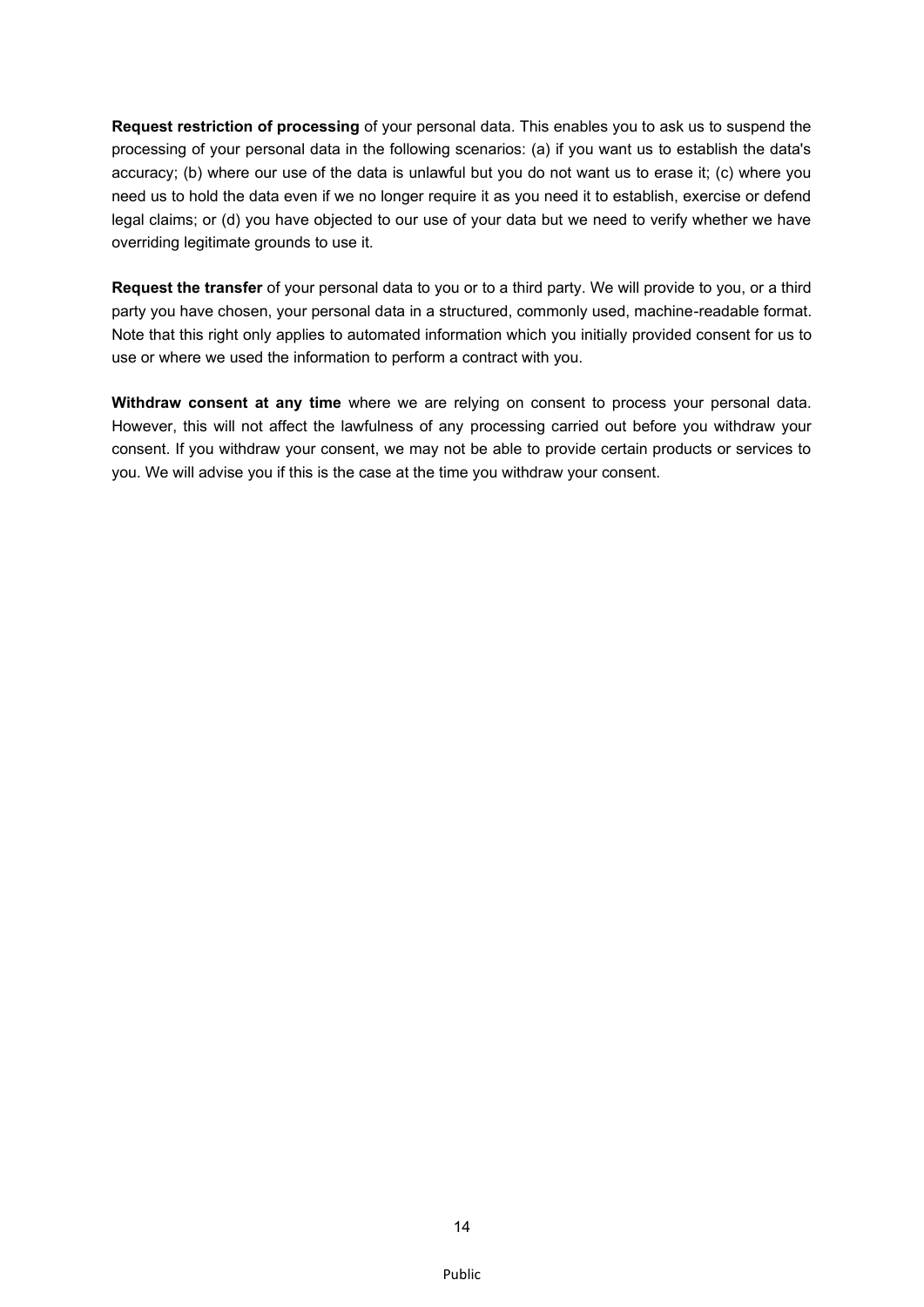**Request restriction of processing** of your personal data. This enables you to ask us to suspend the processing of your personal data in the following scenarios: (a) if you want us to establish the data's accuracy; (b) where our use of the data is unlawful but you do not want us to erase it; (c) where you need us to hold the data even if we no longer require it as you need it to establish, exercise or defend legal claims; or (d) you have objected to our use of your data but we need to verify whether we have overriding legitimate grounds to use it.

**Request the transfer** of your personal data to you or to a third party. We will provide to you, or a third party you have chosen, your personal data in a structured, commonly used, machine-readable format. Note that this right only applies to automated information which you initially provided consent for us to use or where we used the information to perform a contract with you.

**Withdraw consent at any time** where we are relying on consent to process your personal data. However, this will not affect the lawfulness of any processing carried out before you withdraw your consent. If you withdraw your consent, we may not be able to provide certain products or services to you. We will advise you if this is the case at the time you withdraw your consent.